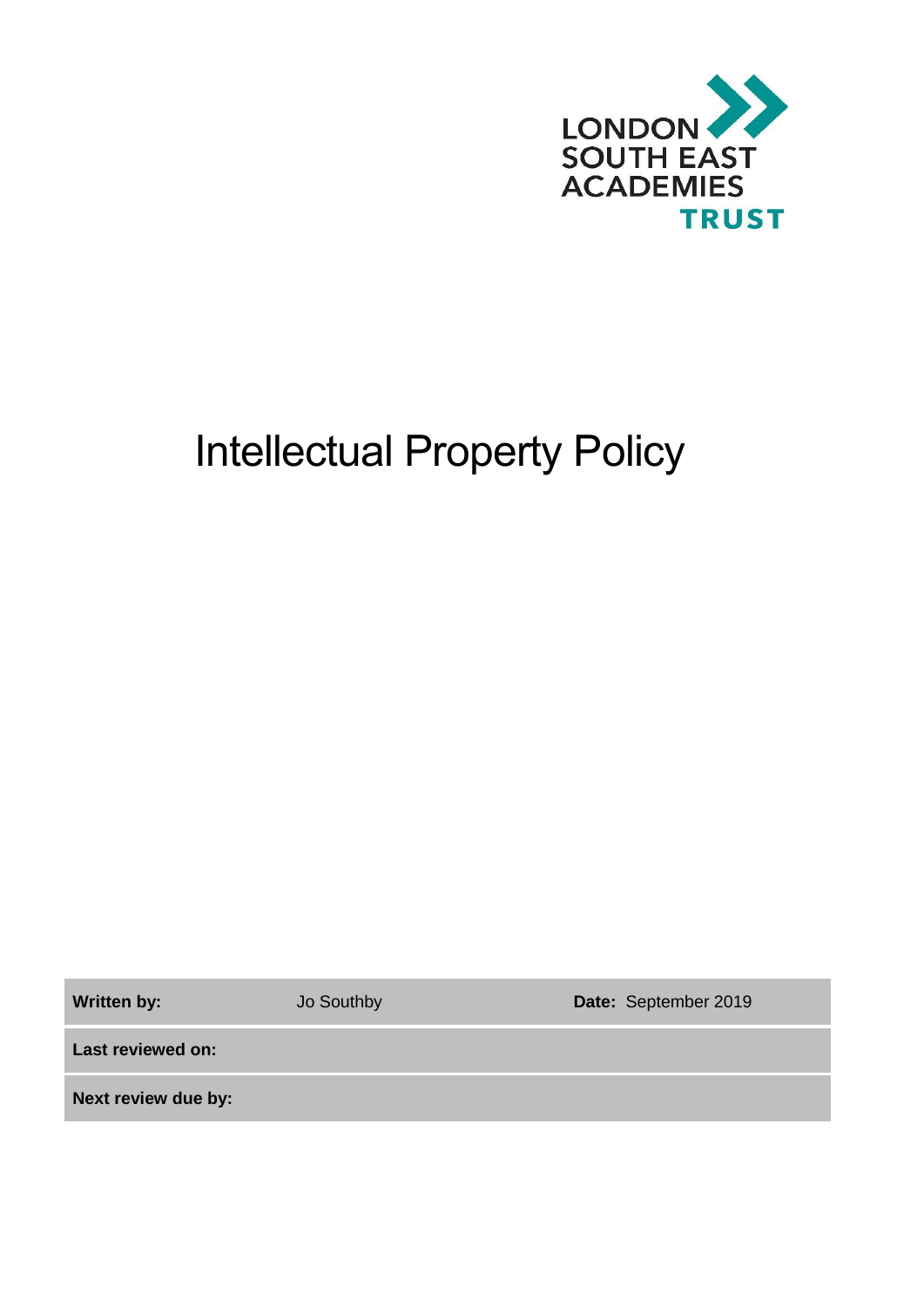LONDON
SOUTH EAST
ACADEMIES
TRUST

# Intellectual Property Policy

| **Written by:** | Jo Southby | **Date:** September 2019 |
|---|---|---|
| **Last reviewed on:** | | |
| **Next review due by:** | | |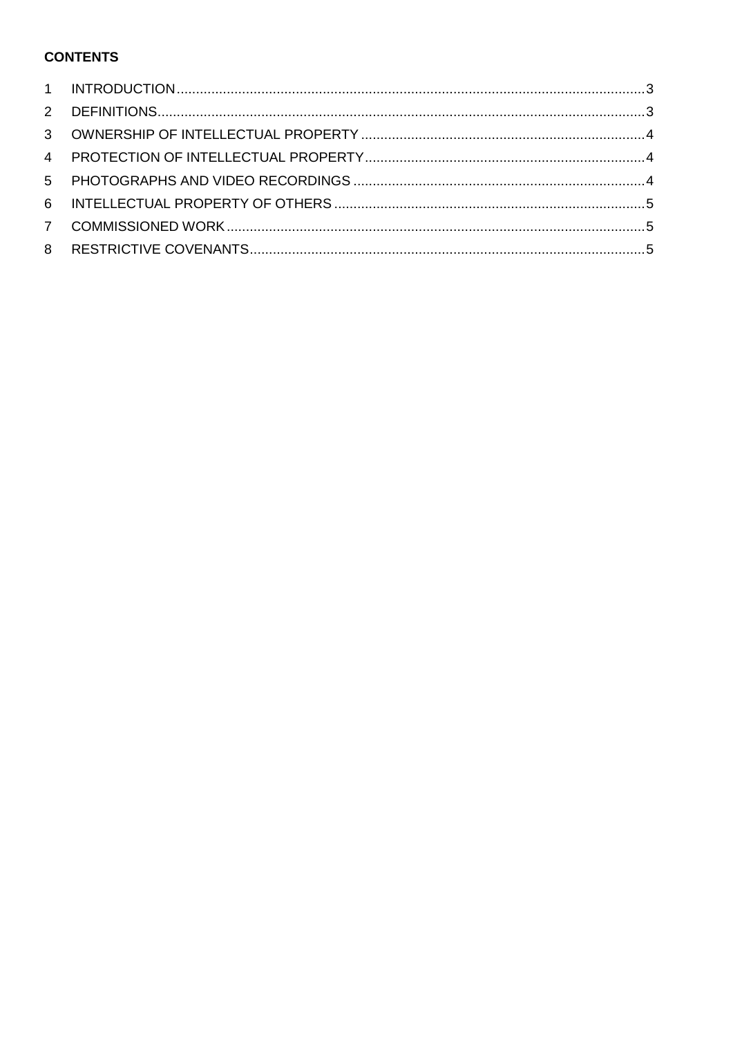**CONTENTS**

1 INTRODUCTION .......... 3
2 DEFINITIONS .......... 3
3 OWNERSHIP OF INTELLECTUAL PROPERTY .......... 4
4 PROTECTION OF INTELLECTUAL PROPERTY .......... 4
5 PHOTOGRAPHS AND VIDEO RECORDINGS .......... 4
6 INTELLECTUAL PROPERTY OF OTHERS .......... 5
7 COMMISSIONED WORK .......... 5
8 RESTRICTIVE COVENANTS .......... 5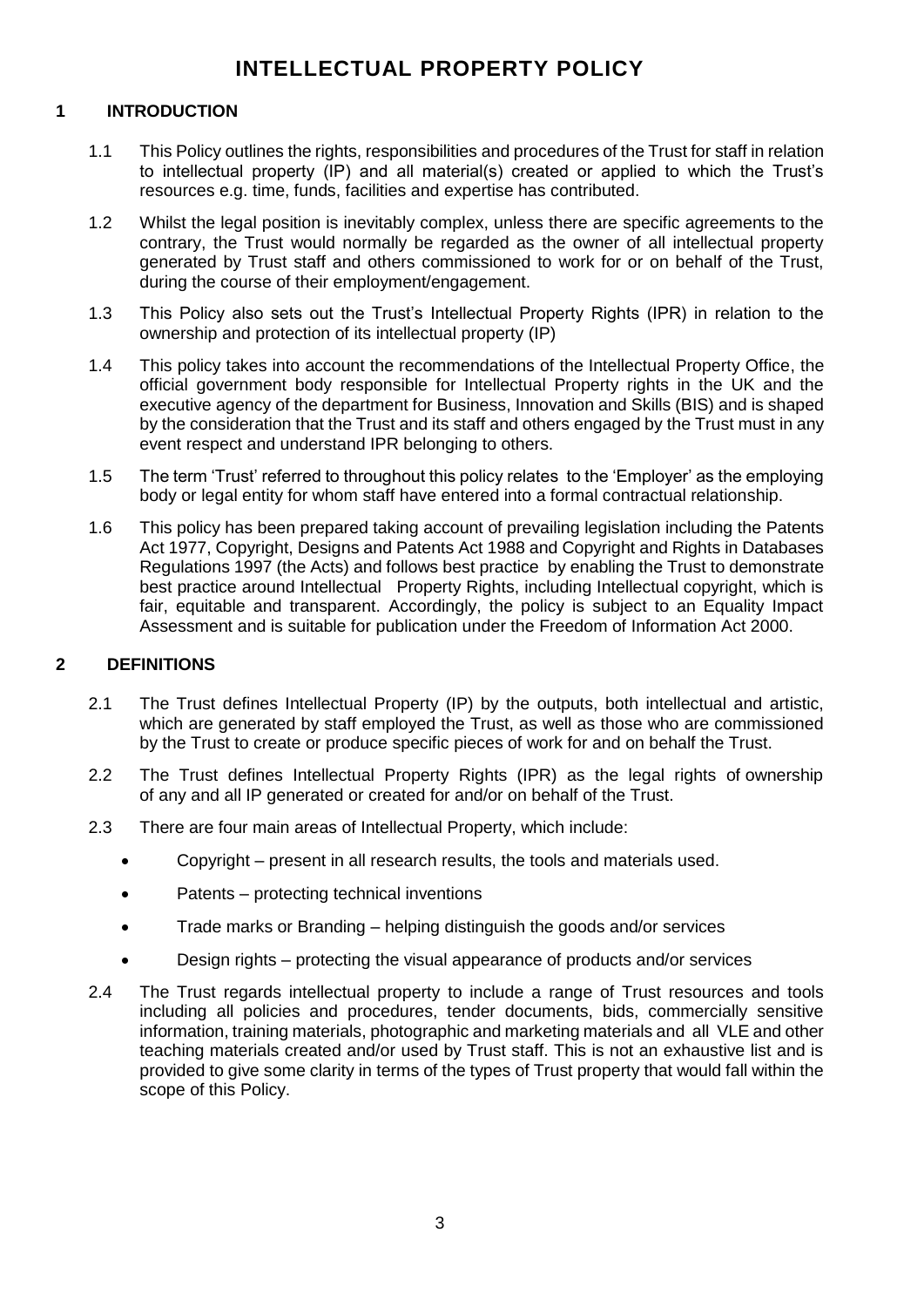# INTELLECTUAL PROPERTY POLICY

## 1 INTRODUCTION

1.1 This Policy outlines the rights, responsibilities and procedures of the Trust for staff in relation to intellectual property (IP) and all material(s) created or applied to which the Trust's resources e.g. time, funds, facilities and expertise has contributed.

1.2 Whilst the legal position is inevitably complex, unless there are specific agreements to the contrary, the Trust would normally be regarded as the owner of all intellectual property generated by Trust staff and others commissioned to work for or on behalf of the Trust, during the course of their employment/engagement.

1.3 This Policy also sets out the Trust's Intellectual Property Rights (IPR) in relation to the ownership and protection of its intellectual property (IP)

1.4 This policy takes into account the recommendations of the Intellectual Property Office, the official government body responsible for Intellectual Property rights in the UK and the executive agency of the department for Business, Innovation and Skills (BIS) and is shaped by the consideration that the Trust and its staff and others engaged by the Trust must in any event respect and understand IPR belonging to others.

1.5 The term 'Trust' referred to throughout this policy relates to the 'Employer' as the employing body or legal entity for whom staff have entered into a formal contractual relationship.

1.6 This policy has been prepared taking account of prevailing legislation including the Patents Act 1977, Copyright, Designs and Patents Act 1988 and Copyright and Rights in Databases Regulations 1997 (the Acts) and follows best practice by enabling the Trust to demonstrate best practice around Intellectual Property Rights, including Intellectual copyright, which is fair, equitable and transparent. Accordingly, the policy is subject to an Equality Impact Assessment and is suitable for publication under the Freedom of Information Act 2000.

## 2 DEFINITIONS

2.1 The Trust defines Intellectual Property (IP) by the outputs, both intellectual and artistic, which are generated by staff employed the Trust, as well as those who are commissioned by the Trust to create or produce specific pieces of work for and on behalf the Trust.

2.2 The Trust defines Intellectual Property Rights (IPR) as the legal rights of ownership of any and all IP generated or created for and/or on behalf of the Trust.

2.3 There are four main areas of Intellectual Property, which include:

- Copyright – present in all research results, the tools and materials used.
- Patents – protecting technical inventions
- Trade marks or Branding – helping distinguish the goods and/or services
- Design rights – protecting the visual appearance of products and/or services

2.4 The Trust regards intellectual property to include a range of Trust resources and tools including all policies and procedures, tender documents, bids, commercially sensitive information, training materials, photographic and marketing materials and all VLE and other teaching materials created and/or used by Trust staff. This is not an exhaustive list and is provided to give some clarity in terms of the types of Trust property that would fall within the scope of this Policy.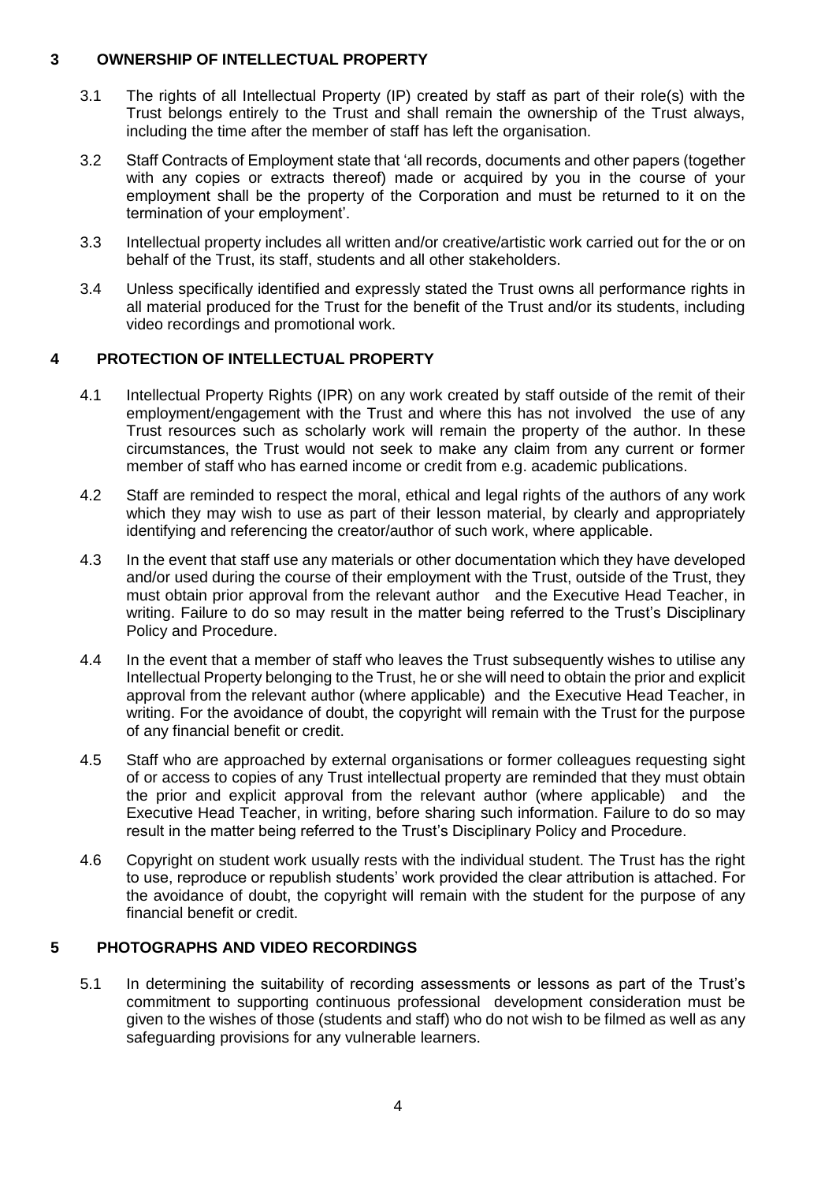## 3 OWNERSHIP OF INTELLECTUAL PROPERTY

3.1 The rights of all Intellectual Property (IP) created by staff as part of their role(s) with the Trust belongs entirely to the Trust and shall remain the ownership of the Trust always, including the time after the member of staff has left the organisation.

3.2 Staff Contracts of Employment state that 'all records, documents and other papers (together with any copies or extracts thereof) made or acquired by you in the course of your employment shall be the property of the Corporation and must be returned to it on the termination of your employment'.

3.3 Intellectual property includes all written and/or creative/artistic work carried out for the or on behalf of the Trust, its staff, students and all other stakeholders.

3.4 Unless specifically identified and expressly stated the Trust owns all performance rights in all material produced for the Trust for the benefit of the Trust and/or its students, including video recordings and promotional work.

## 4 PROTECTION OF INTELLECTUAL PROPERTY

4.1 Intellectual Property Rights (IPR) on any work created by staff outside of the remit of their employment/engagement with the Trust and where this has not involved the use of any Trust resources such as scholarly work will remain the property of the author. In these circumstances, the Trust would not seek to make any claim from any current or former member of staff who has earned income or credit from e.g. academic publications.

4.2 Staff are reminded to respect the moral, ethical and legal rights of the authors of any work which they may wish to use as part of their lesson material, by clearly and appropriately identifying and referencing the creator/author of such work, where applicable.

4.3 In the event that staff use any materials or other documentation which they have developed and/or used during the course of their employment with the Trust, outside of the Trust, they must obtain prior approval from the relevant author and the Executive Head Teacher, in writing. Failure to do so may result in the matter being referred to the Trust's Disciplinary Policy and Procedure.

4.4 In the event that a member of staff who leaves the Trust subsequently wishes to utilise any Intellectual Property belonging to the Trust, he or she will need to obtain the prior and explicit approval from the relevant author (where applicable) and the Executive Head Teacher, in writing. For the avoidance of doubt, the copyright will remain with the Trust for the purpose of any financial benefit or credit.

4.5 Staff who are approached by external organisations or former colleagues requesting sight of or access to copies of any Trust intellectual property are reminded that they must obtain the prior and explicit approval from the relevant author (where applicable) and the Executive Head Teacher, in writing, before sharing such information. Failure to do so may result in the matter being referred to the Trust's Disciplinary Policy and Procedure.

4.6 Copyright on student work usually rests with the individual student. The Trust has the right to use, reproduce or republish students' work provided the clear attribution is attached. For the avoidance of doubt, the copyright will remain with the student for the purpose of any financial benefit or credit.

## 5 PHOTOGRAPHS AND VIDEO RECORDINGS

5.1 In determining the suitability of recording assessments or lessons as part of the Trust's commitment to supporting continuous professional development consideration must be given to the wishes of those (students and staff) who do not wish to be filmed as well as any safeguarding provisions for any vulnerable learners.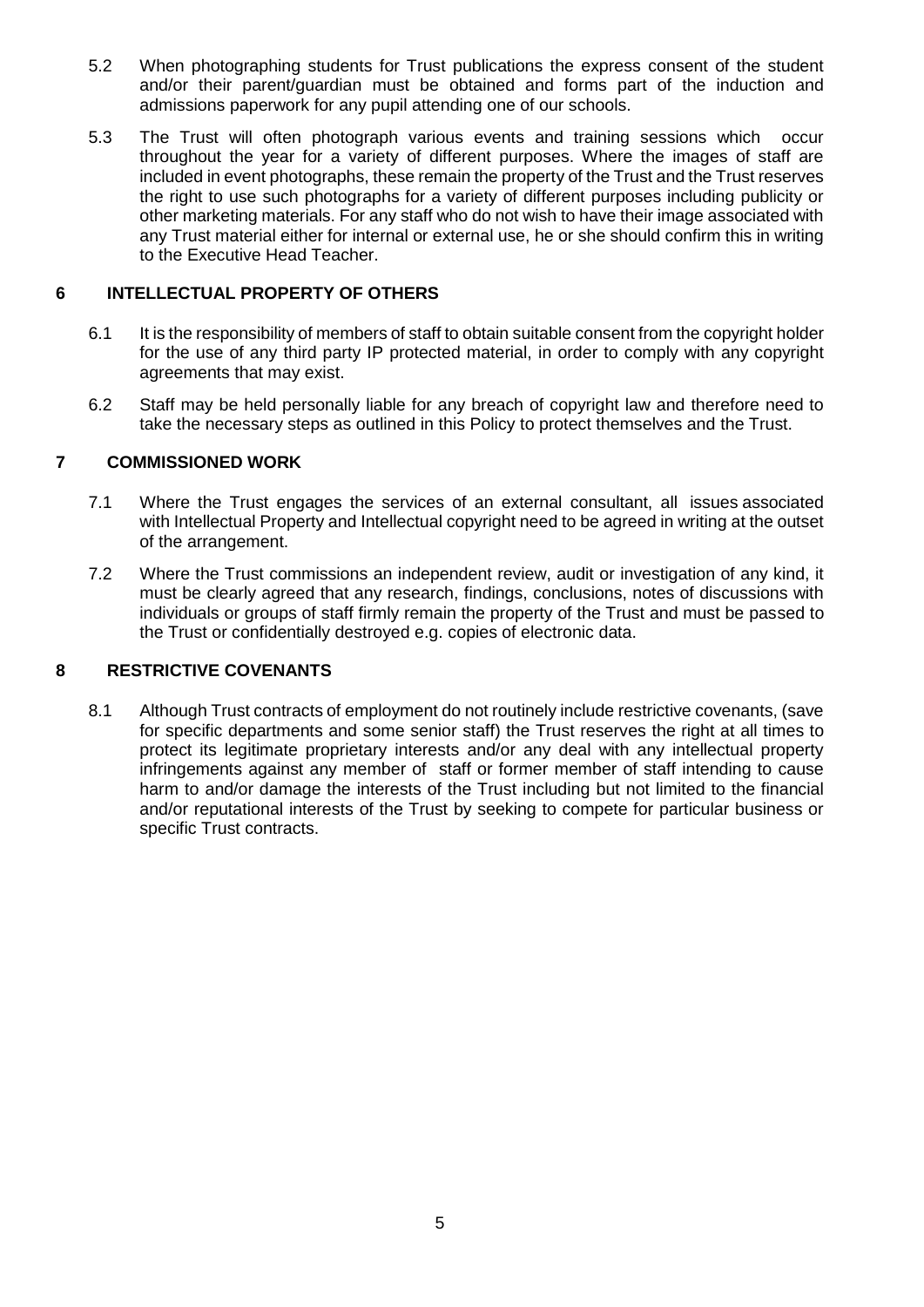5.2 When photographing students for Trust publications the express consent of the student and/or their parent/guardian must be obtained and forms part of the induction and admissions paperwork for any pupil attending one of our schools.

5.3 The Trust will often photograph various events and training sessions which occur throughout the year for a variety of different purposes. Where the images of staff are included in event photographs, these remain the property of the Trust and the Trust reserves the right to use such photographs for a variety of different purposes including publicity or other marketing materials. For any staff who do not wish to have their image associated with any Trust material either for internal or external use, he or she should confirm this in writing to the Executive Head Teacher.

## 6 INTELLECTUAL PROPERTY OF OTHERS

6.1 It is the responsibility of members of staff to obtain suitable consent from the copyright holder for the use of any third party IP protected material, in order to comply with any copyright agreements that may exist.

6.2 Staff may be held personally liable for any breach of copyright law and therefore need to take the necessary steps as outlined in this Policy to protect themselves and the Trust.

## 7 COMMISSIONED WORK

7.1 Where the Trust engages the services of an external consultant, all issues associated with Intellectual Property and Intellectual copyright need to be agreed in writing at the outset of the arrangement.

7.2 Where the Trust commissions an independent review, audit or investigation of any kind, it must be clearly agreed that any research, findings, conclusions, notes of discussions with individuals or groups of staff firmly remain the property of the Trust and must be passed to the Trust or confidentially destroyed e.g. copies of electronic data.

## 8 RESTRICTIVE COVENANTS

8.1 Although Trust contracts of employment do not routinely include restrictive covenants, (save for specific departments and some senior staff) the Trust reserves the right at all times to protect its legitimate proprietary interests and/or any deal with any intellectual property infringements against any member of staff or former member of staff intending to cause harm to and/or damage the interests of the Trust including but not limited to the financial and/or reputational interests of the Trust by seeking to compete for particular business or specific Trust contracts.